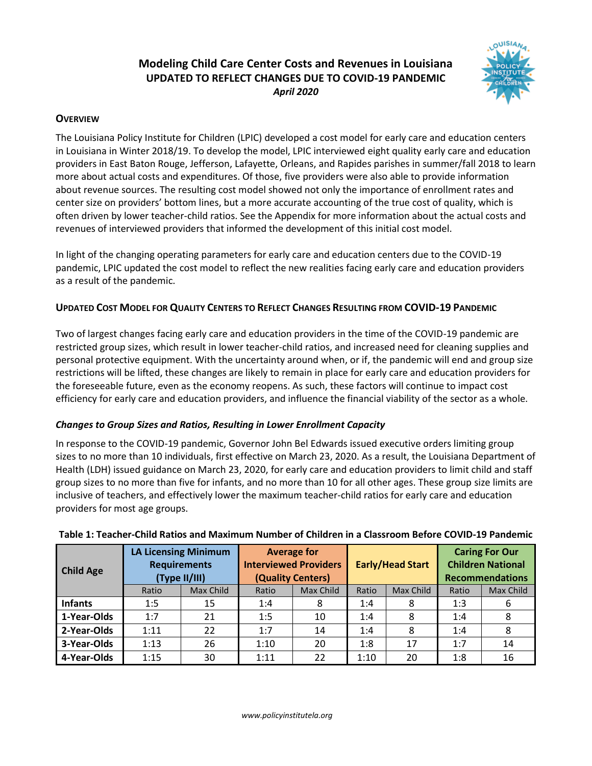# Modeling Child Care Center Costs and Revenues in Louisiana

## UPDATED TO REFLECT CHANGES DUE TO COVID-19 PANDEMIC

***April 2020***

### Overview

The Louisiana Policy Institute for Children (LPIC) developed a cost model for early care and education centers in Louisiana in Winter 2018/19. To develop the model, LPIC interviewed eight quality early care and education providers in East Baton Rouge, Jefferson, Lafayette, Orleans, and Rapides parishes in summer/fall 2018 to learn more about actual costs and expenditures. Of those, five providers were also able to provide information about revenue sources. The resulting cost model showed not only the importance of enrollment rates and center size on providers' bottom lines, but a more accurate accounting of the true cost of quality, which is often driven by lower teacher-child ratios. See the Appendix for more information about the actual costs and revenues of interviewed providers that informed the development of this initial cost model.

In light of the changing operating parameters for early care and education centers due to the COVID-19 pandemic, LPIC updated the cost model to reflect the new realities facing early care and education providers as a result of the pandemic.

### Updated Cost Model for Quality Centers to Reflect Changes Resulting from COVID-19 Pandemic

Two of largest changes facing early care and education providers in the time of the COVID-19 pandemic are restricted group sizes, which result in lower teacher-child ratios, and increased need for cleaning supplies and personal protective equipment. With the uncertainty around when, or if, the pandemic will end and group size restrictions will be lifted, these changes are likely to remain in place for early care and education providers for the foreseeable future, even as the economy reopens. As such, these factors will continue to impact cost efficiency for early care and education providers, and influence the financial viability of the sector as a whole.

#### *Changes to Group Sizes and Ratios, Resulting in Lower Enrollment Capacity*

In response to the COVID-19 pandemic, Governor John Bel Edwards issued executive orders limiting group sizes to no more than 10 individuals, first effective on March 23, 2020. As a result, the Louisiana Department of Health (LDH) issued guidance on March 23, 2020, for early care and education providers to limit child and staff group sizes to no more than five for infants, and no more than 10 for all other ages. These group size limits are inclusive of teachers, and effectively lower the maximum teacher-child ratios for early care and education providers for most age groups.

**Table 1: Teacher-Child Ratios and Maximum Number of Children in a Classroom Before COVID-19 Pandemic**

| Child Age | LA Licensing Minimum Requirements (Type II/III) | | Average for Interviewed Providers (Quality Centers) | | Early/Head Start | | Caring For Our Children National Recommendations | |
|---|---|---|---|---|---|---|---|---|
| | Ratio | Max Child | Ratio | Max Child | Ratio | Max Child | Ratio | Max Child |
| **Infants** | 1:5 | 15 | 1:4 | 8 | 1:4 | 8 | 1:3 | 6 |
| **1-Year-Olds** | 1:7 | 21 | 1:5 | 10 | 1:4 | 8 | 1:4 | 8 |
| **2-Year-Olds** | 1:11 | 22 | 1:7 | 14 | 1:4 | 8 | 1:4 | 8 |
| **3-Year-Olds** | 1:13 | 26 | 1:10 | 20 | 1:8 | 17 | 1:7 | 14 |
| **4-Year-Olds** | 1:15 | 30 | 1:11 | 22 | 1:10 | 20 | 1:8 | 16 |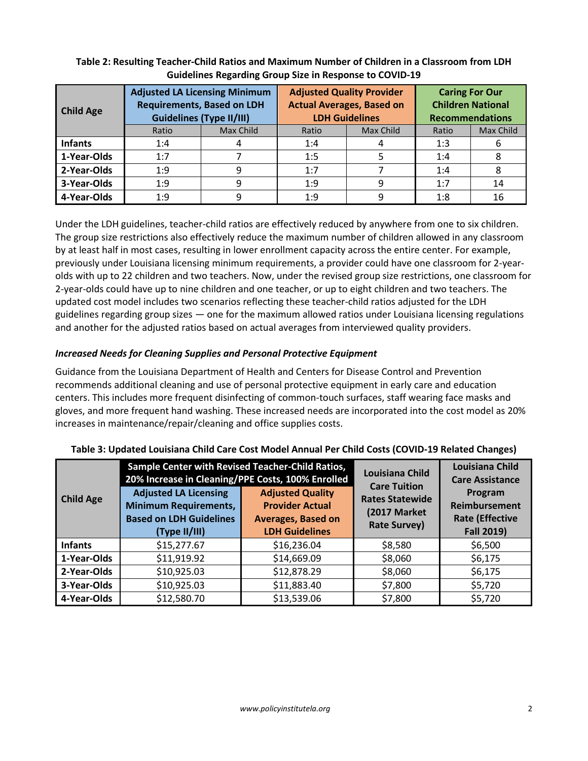**Table 2: Resulting Teacher-Child Ratios and Maximum Number of Children in a Classroom from LDH Guidelines Regarding Group Size in Response to COVID-19**

| Child Age | Adjusted LA Licensing Minimum Requirements, Based on LDH Guidelines (Type II/III) | | Adjusted Quality Provider Actual Averages, Based on LDH Guidelines | | Caring For Our Children National Recommendations | |
|---|---|---|---|---|---|---|
| | Ratio | Max Child | Ratio | Max Child | Ratio | Max Child |
| **Infants** | 1:4 | 4 | 1:4 | 4 | 1:3 | 6 |
| **1-Year-Olds** | 1:7 | 7 | 1:5 | 5 | 1:4 | 8 |
| **2-Year-Olds** | 1:9 | 9 | 1:7 | 7 | 1:4 | 8 |
| **3-Year-Olds** | 1:9 | 9 | 1:9 | 9 | 1:7 | 14 |
| **4-Year-Olds** | 1:9 | 9 | 1:9 | 9 | 1:8 | 16 |

Under the LDH guidelines, teacher-child ratios are effectively reduced by anywhere from one to six children. The group size restrictions also effectively reduce the maximum number of children allowed in any classroom by at least half in most cases, resulting in lower enrollment capacity across the entire center. For example, previously under Louisiana licensing minimum requirements, a provider could have one classroom for 2-year-olds with up to 22 children and two teachers. Now, under the revised group size restrictions, one classroom for 2-year-olds could have up to nine children and one teacher, or up to eight children and two teachers. The updated cost model includes two scenarios reflecting these teacher-child ratios adjusted for the LDH guidelines regarding group sizes — one for the maximum allowed ratios under Louisiana licensing regulations and another for the adjusted ratios based on actual averages from interviewed quality providers.

### *Increased Needs for Cleaning Supplies and Personal Protective Equipment*

Guidance from the Louisiana Department of Health and Centers for Disease Control and Prevention recommends additional cleaning and use of personal protective equipment in early care and education centers. This includes more frequent disinfecting of common-touch surfaces, staff wearing face masks and gloves, and more frequent hand washing. These increased needs are incorporated into the cost model as 20% increases in maintenance/repair/cleaning and office supplies costs.

**Table 3: Updated Louisiana Child Care Cost Model Annual Per Child Costs (COVID-19 Related Changes)**

| Child Age | Sample Center with Revised Teacher-Child Ratios, 20% Increase in Cleaning/PPE Costs, 100% Enrolled | | Louisiana Child Care Tuition Rates Statewide (2017 Market Rate Survey) | Louisiana Child Care Assistance Program Reimbursement Rate (Effective Fall 2019) |
|---|---|---|---|---|
| | Adjusted LA Licensing Minimum Requirements, Based on LDH Guidelines (Type II/III) | Adjusted Quality Provider Actual Averages, Based on LDH Guidelines | | |
| **Infants** | $15,277.67 | $16,236.04 | $8,580 | $6,500 |
| **1-Year-Olds** | $11,919.92 | $14,669.09 | $8,060 | $6,175 |
| **2-Year-Olds** | $10,925.03 | $12,878.29 | $8,060 | $6,175 |
| **3-Year-Olds** | $10,925.03 | $11,883.40 | $7,800 | $5,720 |
| **4-Year-Olds** | $12,580.70 | $13,539.06 | $7,800 | $5,720 |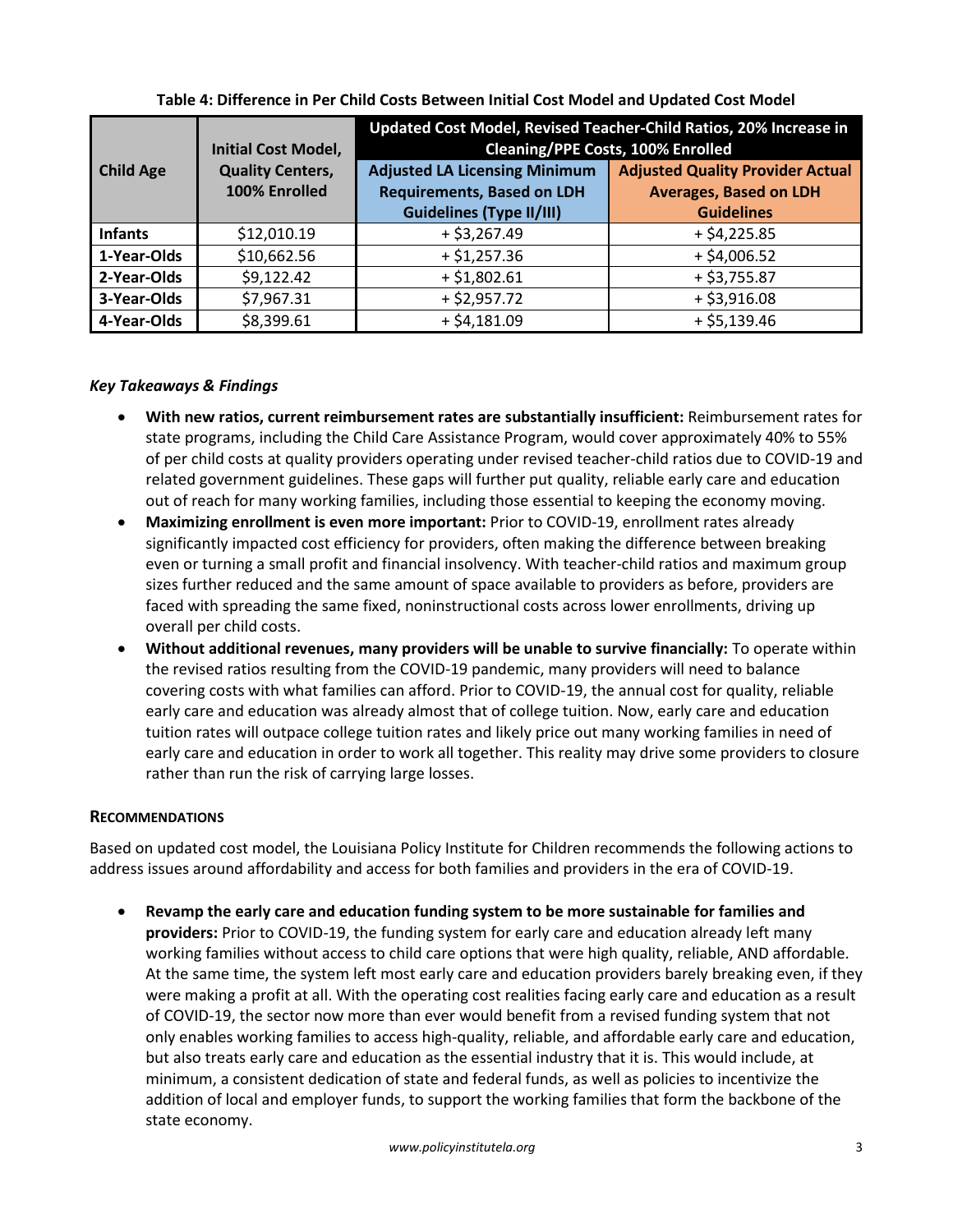**Table 4: Difference in Per Child Costs Between Initial Cost Model and Updated Cost Model**

| Child Age | Initial Cost Model, Quality Centers, 100% Enrolled | Updated Cost Model, Revised Teacher-Child Ratios, 20% Increase in Cleaning/PPE Costs, 100% Enrolled | |
|---|---|---|---|
| | | Adjusted LA Licensing Minimum Requirements, Based on LDH Guidelines (Type II/III) | Adjusted Quality Provider Actual Averages, Based on LDH Guidelines |
| **Infants** | $12,010.19 | + $3,267.49 | + $4,225.85 |
| **1-Year-Olds** | $10,662.56 | + $1,257.36 | + $4,006.52 |
| **2-Year-Olds** | $9,122.42 | + $1,802.61 | + $3,755.87 |
| **3-Year-Olds** | $7,967.31 | + $2,957.72 | + $3,916.08 |
| **4-Year-Olds** | $8,399.61 | + $4,181.09 | + $5,139.46 |

***Key Takeaways & Findings***

- **With new ratios, current reimbursement rates are substantially insufficient:** Reimbursement rates for state programs, including the Child Care Assistance Program, would cover approximately 40% to 55% of per child costs at quality providers operating under revised teacher-child ratios due to COVID-19 and related government guidelines. These gaps will further put quality, reliable early care and education out of reach for many working families, including those essential to keeping the economy moving.
- **Maximizing enrollment is even more important:** Prior to COVID-19, enrollment rates already significantly impacted cost efficiency for providers, often making the difference between breaking even or turning a small profit and financial insolvency. With teacher-child ratios and maximum group sizes further reduced and the same amount of space available to providers as before, providers are faced with spreading the same fixed, noninstructional costs across lower enrollments, driving up overall per child costs.
- **Without additional revenues, many providers will be unable to survive financially:** To operate within the revised ratios resulting from the COVID-19 pandemic, many providers will need to balance covering costs with what families can afford. Prior to COVID-19, the annual cost for quality, reliable early care and education was already almost that of college tuition. Now, early care and education tuition rates will outpace college tuition rates and likely price out many working families in need of early care and education in order to work all together. This reality may drive some providers to closure rather than run the risk of carrying large losses.

## Recommendations

Based on updated cost model, the Louisiana Policy Institute for Children recommends the following actions to address issues around affordability and access for both families and providers in the era of COVID-19.

- **Revamp the early care and education funding system to be more sustainable for families and providers:** Prior to COVID-19, the funding system for early care and education already left many working families without access to child care options that were high quality, reliable, AND affordable. At the same time, the system left most early care and education providers barely breaking even, if they were making a profit at all. With the operating cost realities facing early care and education as a result of COVID-19, the sector now more than ever would benefit from a revised funding system that not only enables working families to access high-quality, reliable, and affordable early care and education, but also treats early care and education as the essential industry that it is. This would include, at minimum, a consistent dedication of state and federal funds, as well as policies to incentivize the addition of local and employer funds, to support the working families that form the backbone of the state economy.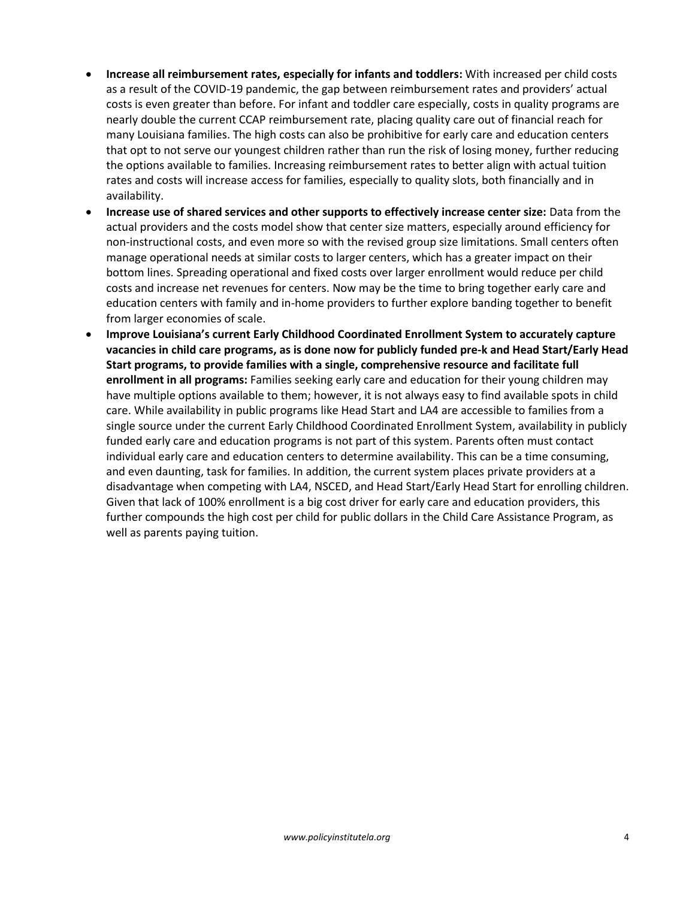- **Increase all reimbursement rates, especially for infants and toddlers:** With increased per child costs as a result of the COVID-19 pandemic, the gap between reimbursement rates and providers' actual costs is even greater than before. For infant and toddler care especially, costs in quality programs are nearly double the current CCAP reimbursement rate, placing quality care out of financial reach for many Louisiana families. The high costs can also be prohibitive for early care and education centers that opt to not serve our youngest children rather than run the risk of losing money, further reducing the options available to families. Increasing reimbursement rates to better align with actual tuition rates and costs will increase access for families, especially to quality slots, both financially and in availability.
- **Increase use of shared services and other supports to effectively increase center size:** Data from the actual providers and the costs model show that center size matters, especially around efficiency for non-instructional costs, and even more so with the revised group size limitations. Small centers often manage operational needs at similar costs to larger centers, which has a greater impact on their bottom lines. Spreading operational and fixed costs over larger enrollment would reduce per child costs and increase net revenues for centers. Now may be the time to bring together early care and education centers with family and in-home providers to further explore banding together to benefit from larger economies of scale.
- **Improve Louisiana's current Early Childhood Coordinated Enrollment System to accurately capture vacancies in child care programs, as is done now for publicly funded pre-k and Head Start/Early Head Start programs, to provide families with a single, comprehensive resource and facilitate full enrollment in all programs:** Families seeking early care and education for their young children may have multiple options available to them; however, it is not always easy to find available spots in child care. While availability in public programs like Head Start and LA4 are accessible to families from a single source under the current Early Childhood Coordinated Enrollment System, availability in publicly funded early care and education programs is not part of this system. Parents often must contact individual early care and education centers to determine availability. This can be a time consuming, and even daunting, task for families. In addition, the current system places private providers at a disadvantage when competing with LA4, NSCED, and Head Start/Early Head Start for enrolling children. Given that lack of 100% enrollment is a big cost driver for early care and education providers, this further compounds the high cost per child for public dollars in the Child Care Assistance Program, as well as parents paying tuition.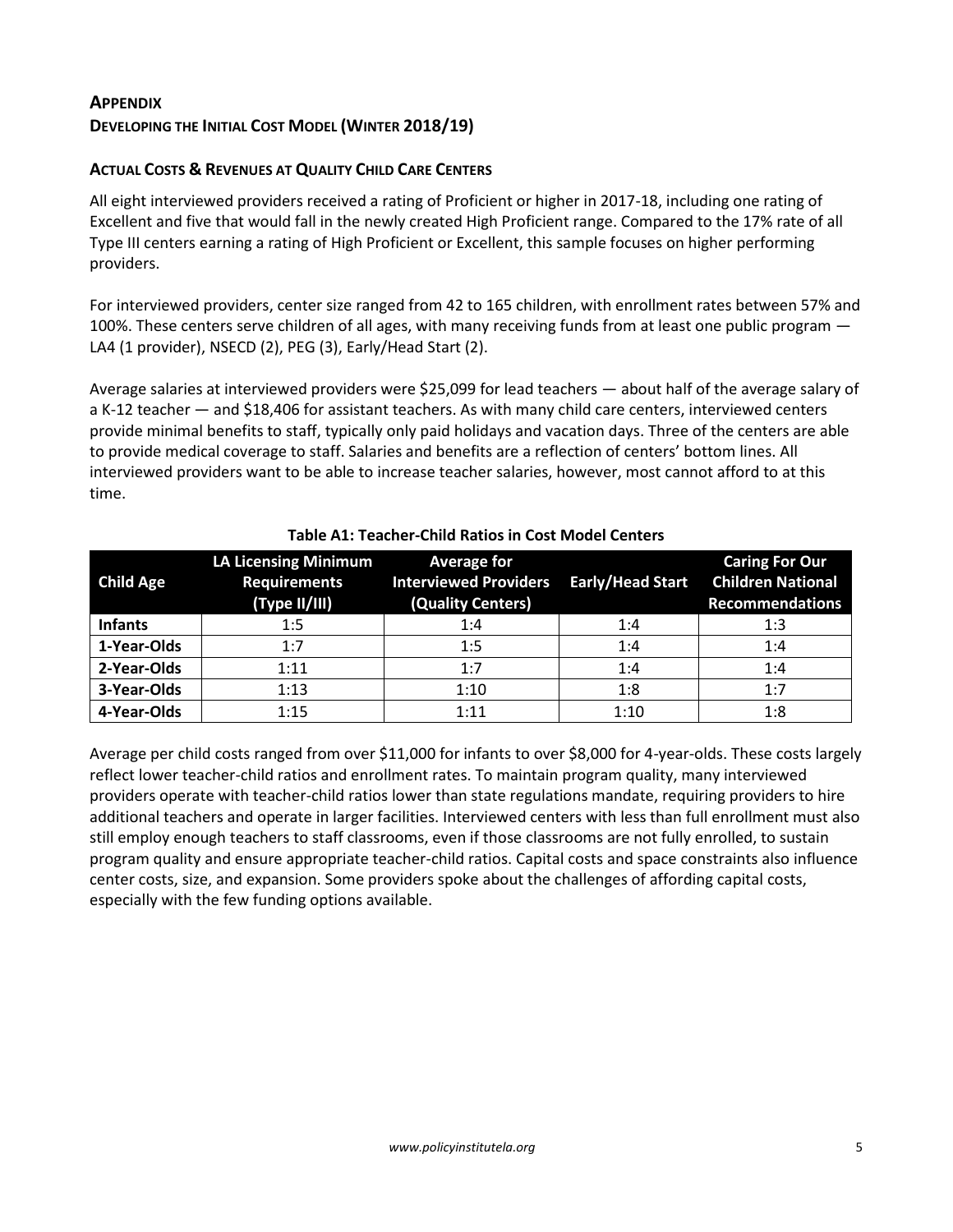## APPENDIX

### DEVELOPING THE INITIAL COST MODEL (WINTER 2018/19)

#### ACTUAL COSTS & REVENUES AT QUALITY CHILD CARE CENTERS

All eight interviewed providers received a rating of Proficient or higher in 2017-18, including one rating of Excellent and five that would fall in the newly created High Proficient range. Compared to the 17% rate of all Type III centers earning a rating of High Proficient or Excellent, this sample focuses on higher performing providers.

For interviewed providers, center size ranged from 42 to 165 children, with enrollment rates between 57% and 100%. These centers serve children of all ages, with many receiving funds from at least one public program — LA4 (1 provider), NSECD (2), PEG (3), Early/Head Start (2).

Average salaries at interviewed providers were $25,099 for lead teachers — about half of the average salary of a K-12 teacher — and $18,406 for assistant teachers. As with many child care centers, interviewed centers provide minimal benefits to staff, typically only paid holidays and vacation days. Three of the centers are able to provide medical coverage to staff. Salaries and benefits are a reflection of centers' bottom lines. All interviewed providers want to be able to increase teacher salaries, however, most cannot afford to at this time.

**Table A1: Teacher-Child Ratios in Cost Model Centers**

| Child Age | LA Licensing Minimum Requirements (Type II/III) | Average for Interviewed Providers (Quality Centers) | Early/Head Start | Caring For Our Children National Recommendations |
|---|---|---|---|---|
| **Infants** | 1:5 | 1:4 | 1:4 | 1:3 |
| **1-Year-Olds** | 1:7 | 1:5 | 1:4 | 1:4 |
| **2-Year-Olds** | 1:11 | 1:7 | 1:4 | 1:4 |
| **3-Year-Olds** | 1:13 | 1:10 | 1:8 | 1:7 |
| **4-Year-Olds** | 1:15 | 1:11 | 1:10 | 1:8 |

Average per child costs ranged from over $11,000 for infants to over $8,000 for 4-year-olds. These costs largely reflect lower teacher-child ratios and enrollment rates. To maintain program quality, many interviewed providers operate with teacher-child ratios lower than state regulations mandate, requiring providers to hire additional teachers and operate in larger facilities. Interviewed centers with less than full enrollment must also still employ enough teachers to staff classrooms, even if those classrooms are not fully enrolled, to sustain program quality and ensure appropriate teacher-child ratios. Capital costs and space constraints also influence center costs, size, and expansion. Some providers spoke about the challenges of affording capital costs, especially with the few funding options available.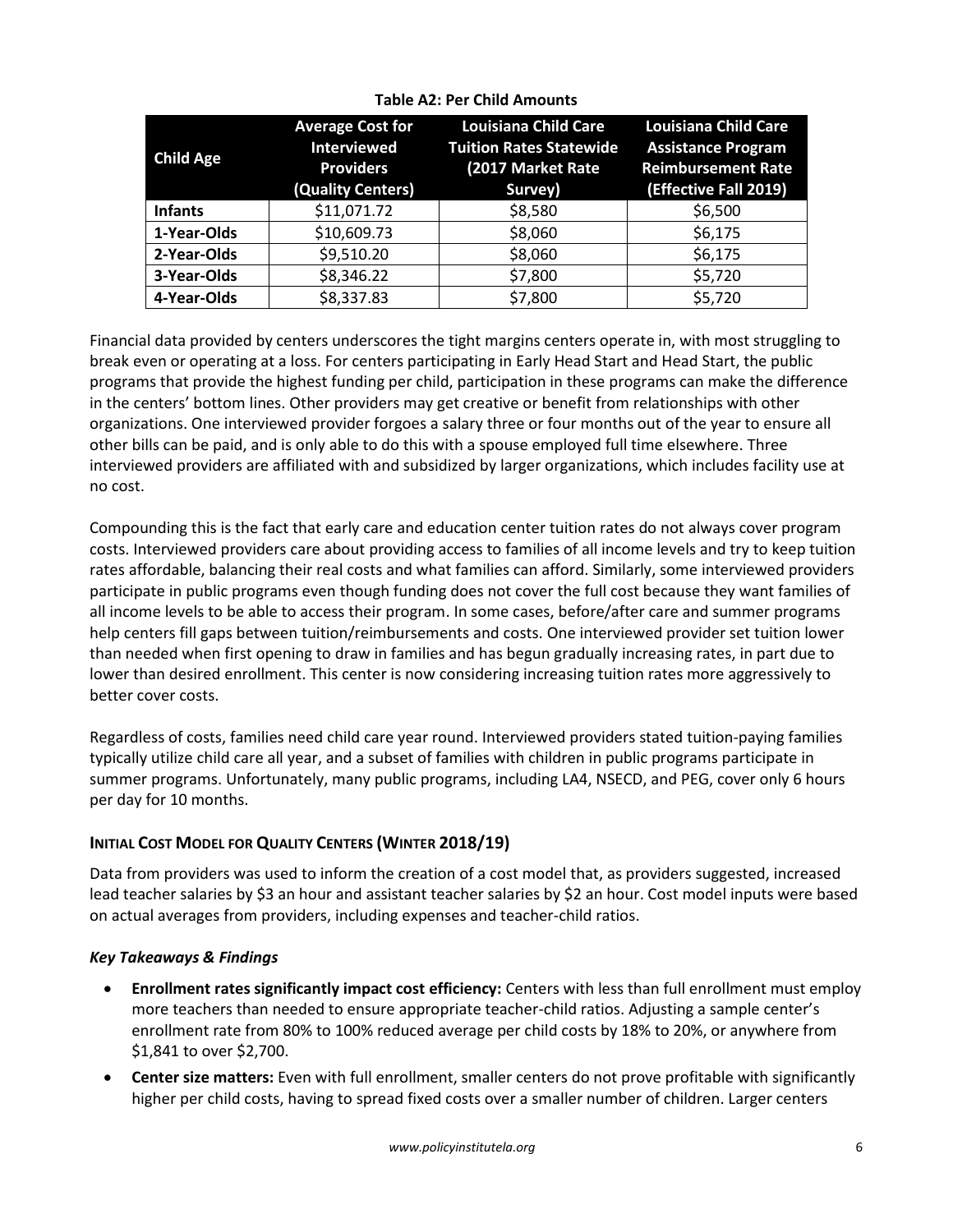**Table A2: Per Child Amounts**

| Child Age | Average Cost for Interviewed Providers (Quality Centers) | Louisiana Child Care Tuition Rates Statewide (2017 Market Rate Survey) | Louisiana Child Care Assistance Program Reimbursement Rate (Effective Fall 2019) |
|---|---|---|---|
| **Infants** | $11,071.72 | $8,580 | $6,500 |
| **1-Year-Olds** | $10,609.73 | $8,060 | $6,175 |
| **2-Year-Olds** | $9,510.20 | $8,060 | $6,175 |
| **3-Year-Olds** | $8,346.22 | $7,800 | $5,720 |
| **4-Year-Olds** | $8,337.83 | $7,800 | $5,720 |

Financial data provided by centers underscores the tight margins centers operate in, with most struggling to break even or operating at a loss. For centers participating in Early Head Start and Head Start, the public programs that provide the highest funding per child, participation in these programs can make the difference in the centers' bottom lines. Other providers may get creative or benefit from relationships with other organizations. One interviewed provider forgoes a salary three or four months out of the year to ensure all other bills can be paid, and is only able to do this with a spouse employed full time elsewhere. Three interviewed providers are affiliated with and subsidized by larger organizations, which includes facility use at no cost.

Compounding this is the fact that early care and education center tuition rates do not always cover program costs. Interviewed providers care about providing access to families of all income levels and try to keep tuition rates affordable, balancing their real costs and what families can afford. Similarly, some interviewed providers participate in public programs even though funding does not cover the full cost because they want families of all income levels to be able to access their program. In some cases, before/after care and summer programs help centers fill gaps between tuition/reimbursements and costs. One interviewed provider set tuition lower than needed when first opening to draw in families and has begun gradually increasing rates, in part due to lower than desired enrollment. This center is now considering increasing tuition rates more aggressively to better cover costs.

Regardless of costs, families need child care year round. Interviewed providers stated tuition-paying families typically utilize child care all year, and a subset of families with children in public programs participate in summer programs. Unfortunately, many public programs, including LA4, NSECD, and PEG, cover only 6 hours per day for 10 months.

### Initial Cost Model for Quality Centers (Winter 2018/19)

Data from providers was used to inform the creation of a cost model that, as providers suggested, increased lead teacher salaries by $3 an hour and assistant teacher salaries by $2 an hour. Cost model inputs were based on actual averages from providers, including expenses and teacher-child ratios.

#### *Key Takeaways & Findings*

- **Enrollment rates significantly impact cost efficiency:** Centers with less than full enrollment must employ more teachers than needed to ensure appropriate teacher-child ratios. Adjusting a sample center's enrollment rate from 80% to 100% reduced average per child costs by 18% to 20%, or anywhere from $1,841 to over $2,700.
- **Center size matters:** Even with full enrollment, smaller centers do not prove profitable with significantly higher per child costs, having to spread fixed costs over a smaller number of children. Larger centers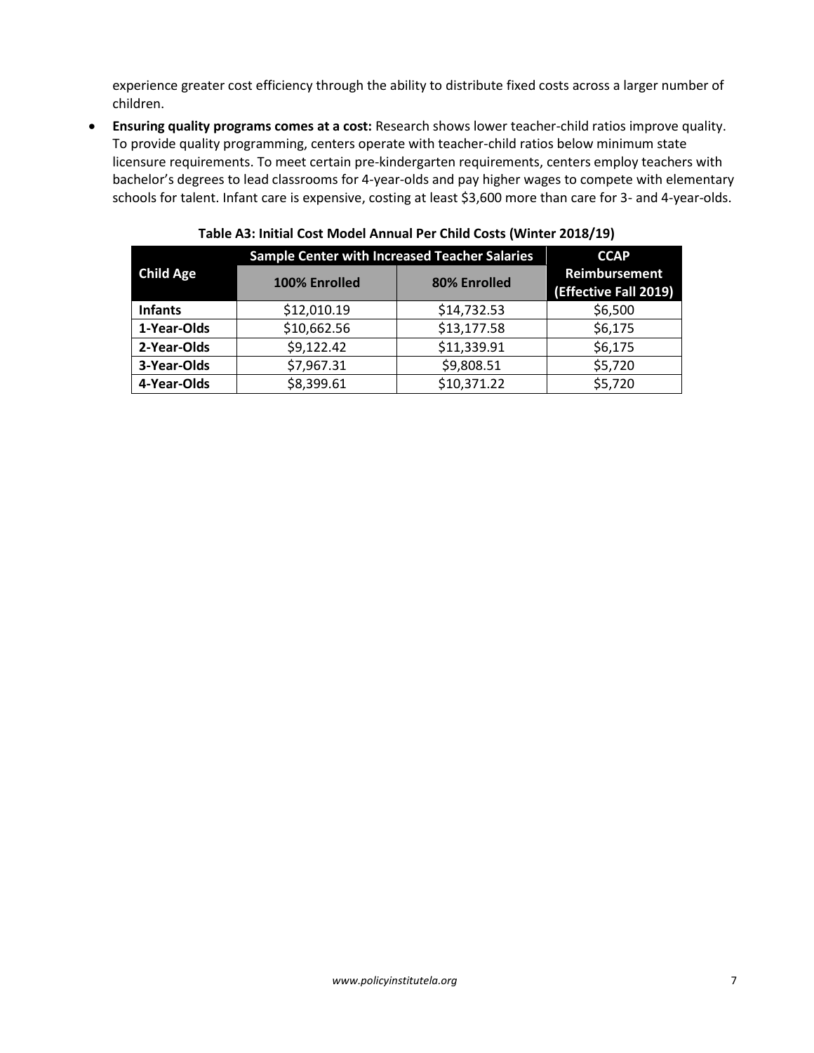experience greater cost efficiency through the ability to distribute fixed costs across a larger number of children.

- **Ensuring quality programs comes at a cost:** Research shows lower teacher-child ratios improve quality. To provide quality programming, centers operate with teacher-child ratios below minimum state licensure requirements. To meet certain pre-kindergarten requirements, centers employ teachers with bachelor's degrees to lead classrooms for 4-year-olds and pay higher wages to compete with elementary schools for talent. Infant care is expensive, costing at least $3,600 more than care for 3- and 4-year-olds.

**Table A3: Initial Cost Model Annual Per Child Costs (Winter 2018/19)**

| Child Age | Sample Center with Increased Teacher Salaries | | CCAP Reimbursement (Effective Fall 2019) |
|---|---|---|---|
| | 100% Enrolled | 80% Enrolled | |
| **Infants** | $12,010.19 | $14,732.53 | $6,500 |
| **1-Year-Olds** | $10,662.56 | $13,177.58 | $6,175 |
| **2-Year-Olds** | $9,122.42 | $11,339.91 | $6,175 |
| **3-Year-Olds** | $7,967.31 | $9,808.51 | $5,720 |
| **4-Year-Olds** | $8,399.61 | $10,371.22 | $5,720 |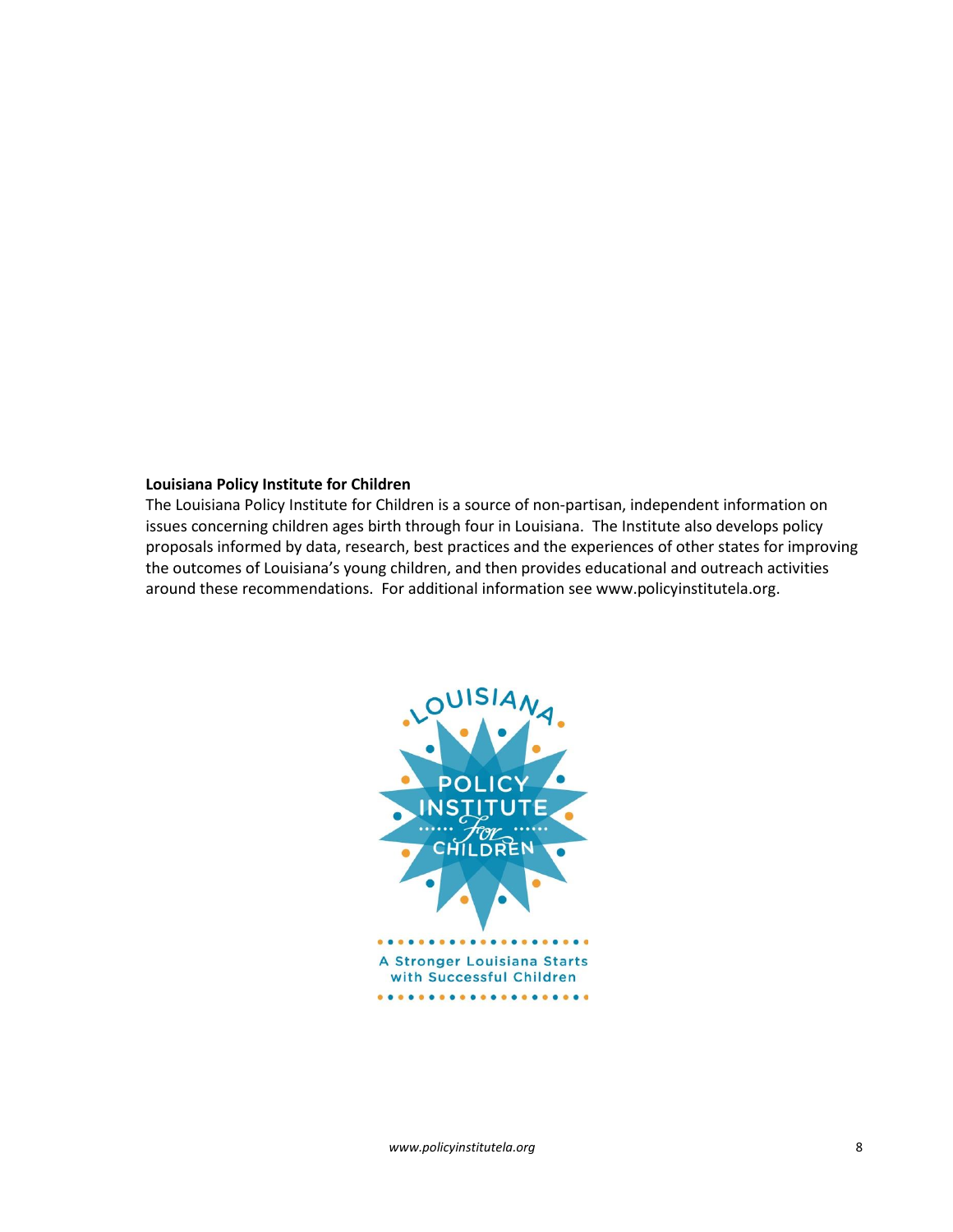**Louisiana Policy Institute for Children**

The Louisiana Policy Institute for Children is a source of non-partisan, independent information on issues concerning children ages birth through four in Louisiana. The Institute also develops policy proposals informed by data, research, best practices and the experiences of other states for improving the outcomes of Louisiana's young children, and then provides educational and outreach activities around these recommendations. For additional information see www.policyinstitutela.org.

LOUISIANA POLICY INSTITUTE *for* CHILDREN

A Stronger Louisiana Starts with Successful Children